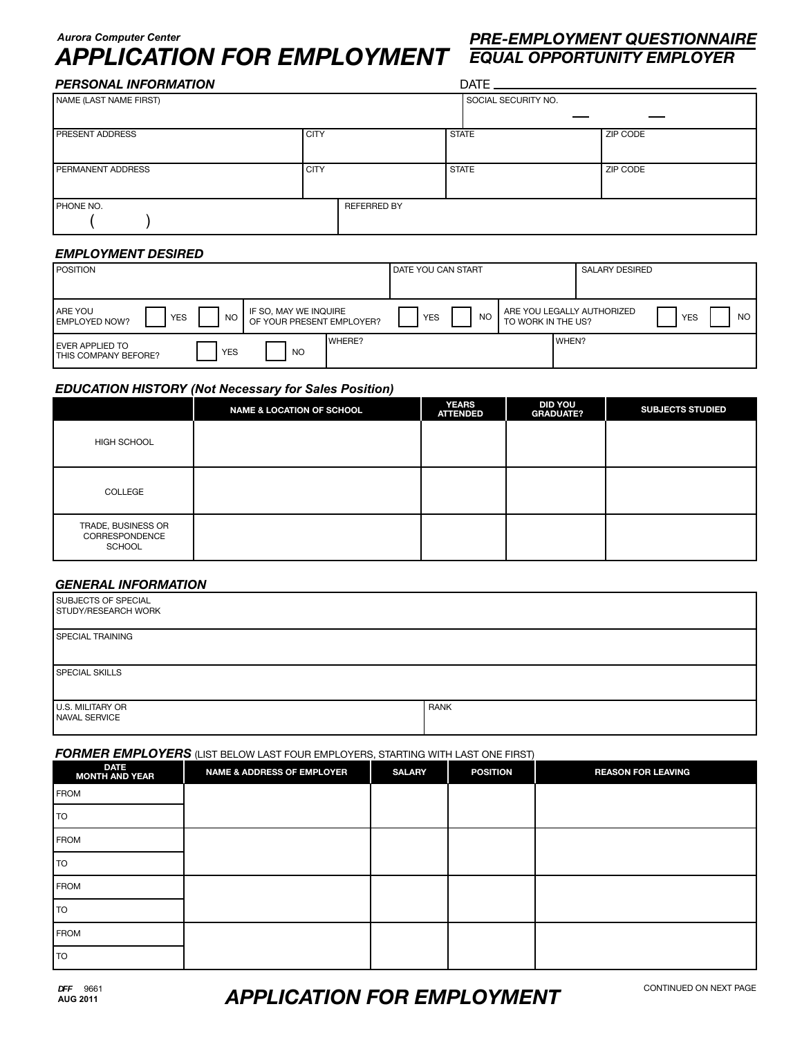Aurora Computer Center

# APPLICATION FOR EMPLOYMENT

## PRE-EMPLOYMENT QUESTIONNAIRE
## EQUAL OPPORTUNITY EMPLOYER

### PERSONAL INFORMATION

DATE ____________________

| NAME (LAST NAME FIRST) | | | SOCIAL SECURITY NO. — — |
|---|---|---|---|
| PRESENT ADDRESS | CITY | STATE | ZIP CODE |
| PERMANENT ADDRESS | CITY | STATE | ZIP CODE |
| PHONE NO. ( ) | REFERRED BY | | |

### EMPLOYMENT DESIRED

| POSITION | DATE YOU CAN START | SALARY DESIRED |
|---|---|---|
| ARE YOU EMPLOYED NOW? ☐ YES ☐ NO | IF SO, MAY WE INQUIRE OF YOUR PRESENT EMPLOYER? ☐ YES ☐ NO | ARE YOU LEGALLY AUTHORIZED TO WORK IN THE US? ☐ YES ☐ NO |
| EVER APPLIED TO THIS COMPANY BEFORE? ☐ YES ☐ NO | WHERE? | WHEN? |

### EDUCATION HISTORY (Not Necessary for Sales Position)

| | NAME & LOCATION OF SCHOOL | YEARS ATTENDED | DID YOU GRADUATE? | SUBJECTS STUDIED |
|---|---|---|---|---|
| HIGH SCHOOL | | | | |
| COLLEGE | | | | |
| TRADE, BUSINESS OR CORRESPONDENCE SCHOOL | | | | |

### GENERAL INFORMATION

| SUBJECTS OF SPECIAL STUDY/RESEARCH WORK | |
|---|---|
| SPECIAL TRAINING | |
| SPECIAL SKILLS | |
| U.S. MILITARY OR NAVAL SERVICE | RANK |

### FORMER EMPLOYERS (LIST BELOW LAST FOUR EMPLOYERS, STARTING WITH LAST ONE FIRST)

| DATE MONTH AND YEAR | NAME & ADDRESS OF EMPLOYER | SALARY | POSITION | REASON FOR LEAVING |
|---|---|---|---|---|
| FROM | | | | |
| TO | | | | |
| FROM | | | | |
| TO | | | | |
| FROM | | | | |
| TO | | | | |
| FROM | | | | |
| TO | | | | |

DFF 9661
AUG 2011

APPLICATION FOR EMPLOYMENT

CONTINUED ON NEXT PAGE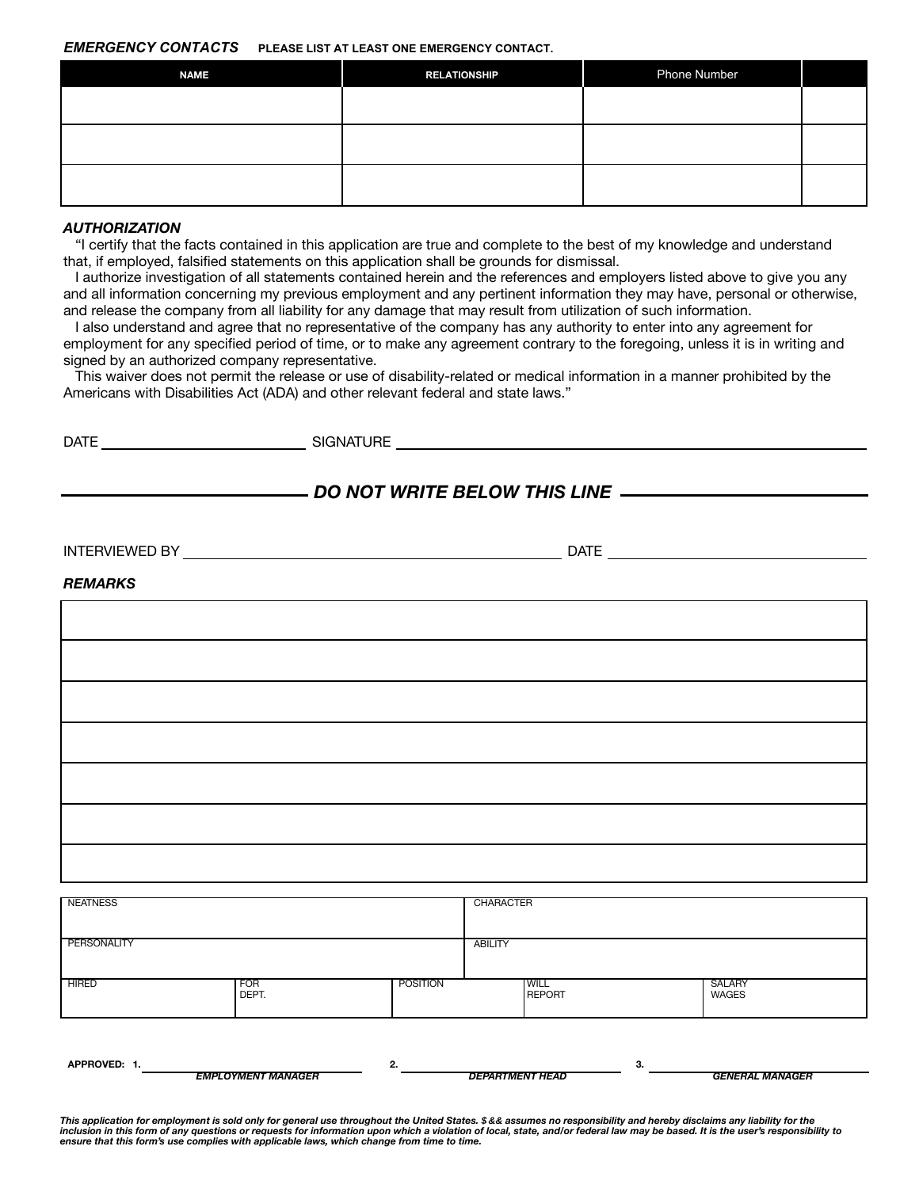***EMERGENCY CONTACTS*** **PLEASE LIST AT LEAST ONE EMERGENCY CONTACT.**

| NAME | RELATIONSHIP | Phone Number | |
|---|---|---|---|
| | | | |
| | | | |
| | | | |

***AUTHORIZATION***

"I certify that the facts contained in this application are true and complete to the best of my knowledge and understand that, if employed, falsified statements on this application shall be grounds for dismissal.

I authorize investigation of all statements contained herein and the references and employers listed above to give you any and all information concerning my previous employment and any pertinent information they may have, personal or otherwise, and release the company from all liability for any damage that may result from utilization of such information.

I also understand and agree that no representative of the company has any authority to enter into any agreement for employment for any specified period of time, or to make any agreement contrary to the foregoing, unless it is in writing and signed by an authorized company representative.

This waiver does not permit the release or use of disability-related or medical information in a manner prohibited by the Americans with Disabilities Act (ADA) and other relevant federal and state laws."

DATE ____________________ SIGNATURE ____________________________________________

***DO NOT WRITE BELOW THIS LINE***

INTERVIEWED BY ________________________________________ DATE ____________________

***REMARKS***

| |
|---|
| |
| |
| |
| |
| |
| |
| |

| NEATNESS | | CHARACTER | | |
|---|---|---|---|---|
| PERSONALITY | | ABILITY | | |
| HIRED | FOR DEPT. | POSITION | WILL REPORT | SALARY WAGES |

**APPROVED: 1.** ____________________ **2.** ____________________ **3.** ____________________

***EMPLOYMENT MANAGER*** ***DEPARTMENT HEAD*** ***GENERAL MANAGER***

*This application for employment is sold only for general use throughout the United States. $ && assumes no responsibility and hereby disclaims any liability for the inclusion in this form of any questions or requests for information upon which a violation of local, state, and/or federal law may be based. It is the user's responsibility to ensure that this form's use complies with applicable laws, which change from time to time.*